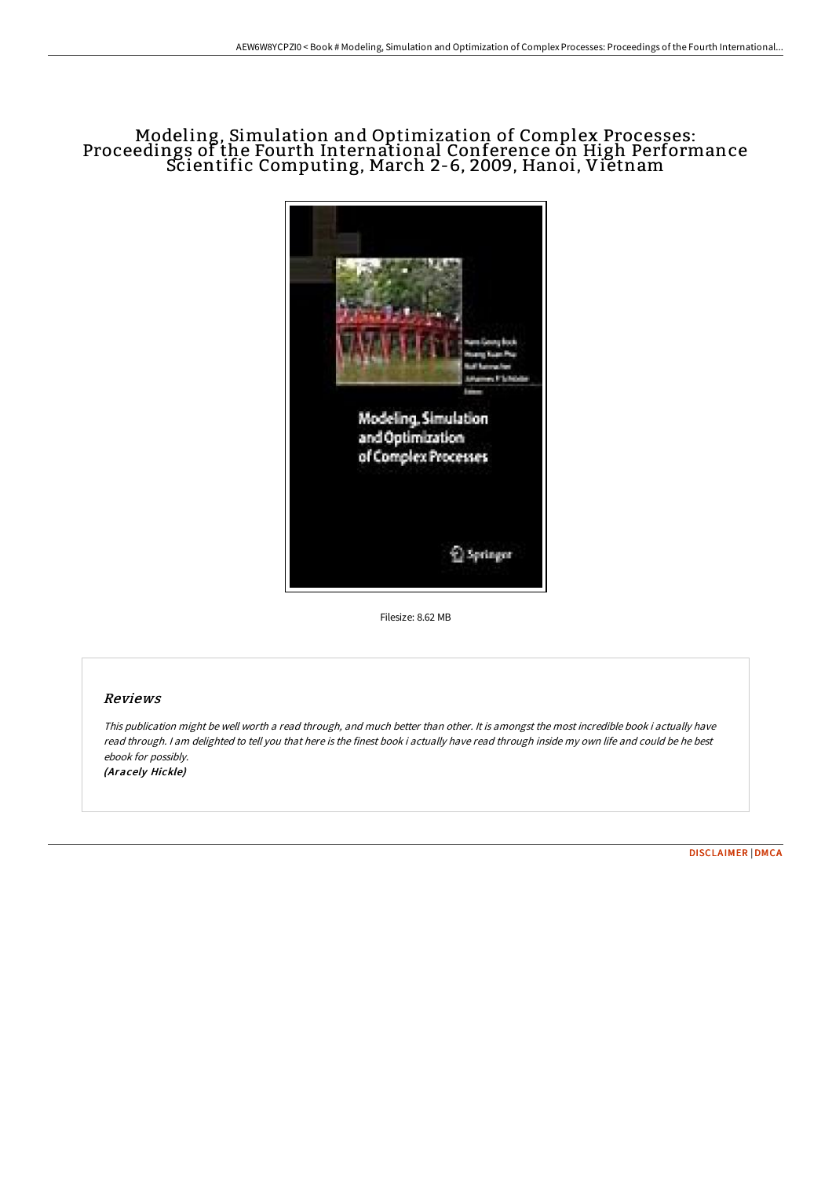# Modeling, Simulation and Optimization of Complex Processes: Proceedings of the Fourth International Conference on High Performance Scientific Computing, March 2-6, 2009, Hanoi, Vietnam

Filesize: 8.62 MB

## Reviews

*This publication might be well worth a read through, and much better than other. It is amongst the most incredible book i actually have read through. I am delighted to tell you that here is the finest book i actually have read through inside my own life and could be he best ebook for possibly.*

*(Aracely Hickle)*

DISCLAIMER | DMCA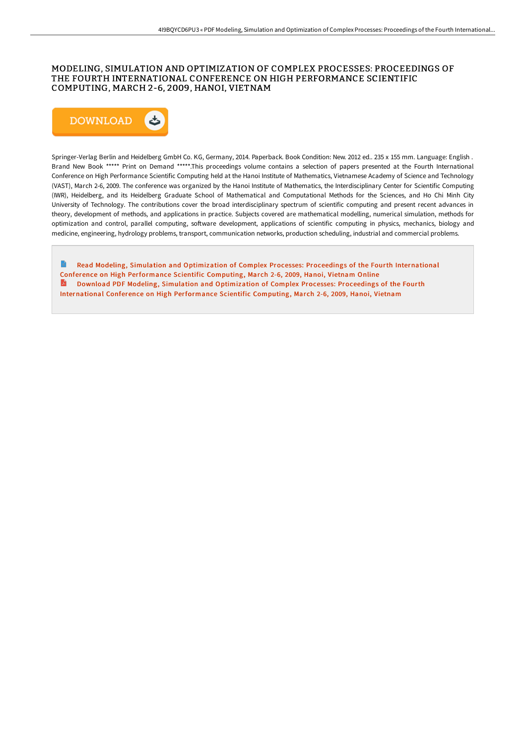# MODELING, SIMULATION AND OPTIMIZATION OF COMPLEX PROCESSES: PROCEEDINGS OF THE FOURTH INTERNATIONAL CONFERENCE ON HIGH PERFORMANCE SCIENTIFIC COMPUTING, MARCH 2-6, 2009, HANOI, VIETNAM

DOWNLOAD

Springer-Verlag Berlin and Heidelberg GmbH Co. KG, Germany, 2014. Paperback. Book Condition: New. 2012 ed.. 235 x 155 mm. Language: English . Brand New Book ***** Print on Demand *****.This proceedings volume contains a selection of papers presented at the Fourth International Conference on High Performance Scientific Computing held at the Hanoi Institute of Mathematics, Vietnamese Academy of Science and Technology (VAST), March 2-6, 2009. The conference was organized by the Hanoi Institute of Mathematics, the Interdisciplinary Center for Scientific Computing (IWR), Heidelberg, and its Heidelberg Graduate School of Mathematical and Computational Methods for the Sciences, and Ho Chi Minh City University of Technology. The contributions cover the broad interdisciplinary spectrum of scientific computing and present recent advances in theory, development of methods, and applications in practice. Subjects covered are mathematical modelling, numerical simulation, methods for optimization and control, parallel computing, software development, applications of scientific computing in physics, mechanics, biology and medicine, engineering, hydrology problems, transport, communication networks, production scheduling, industrial and commercial problems.

Read Modeling, Simulation and Optimization of Complex Processes: Proceedings of the Fourth International Conference on High Performance Scientific Computing, March 2-6, 2009, Hanoi, Vietnam Online

Download PDF Modeling, Simulation and Optimization of Complex Processes: Proceedings of the Fourth International Conference on High Performance Scientific Computing, March 2-6, 2009, Hanoi, Vietnam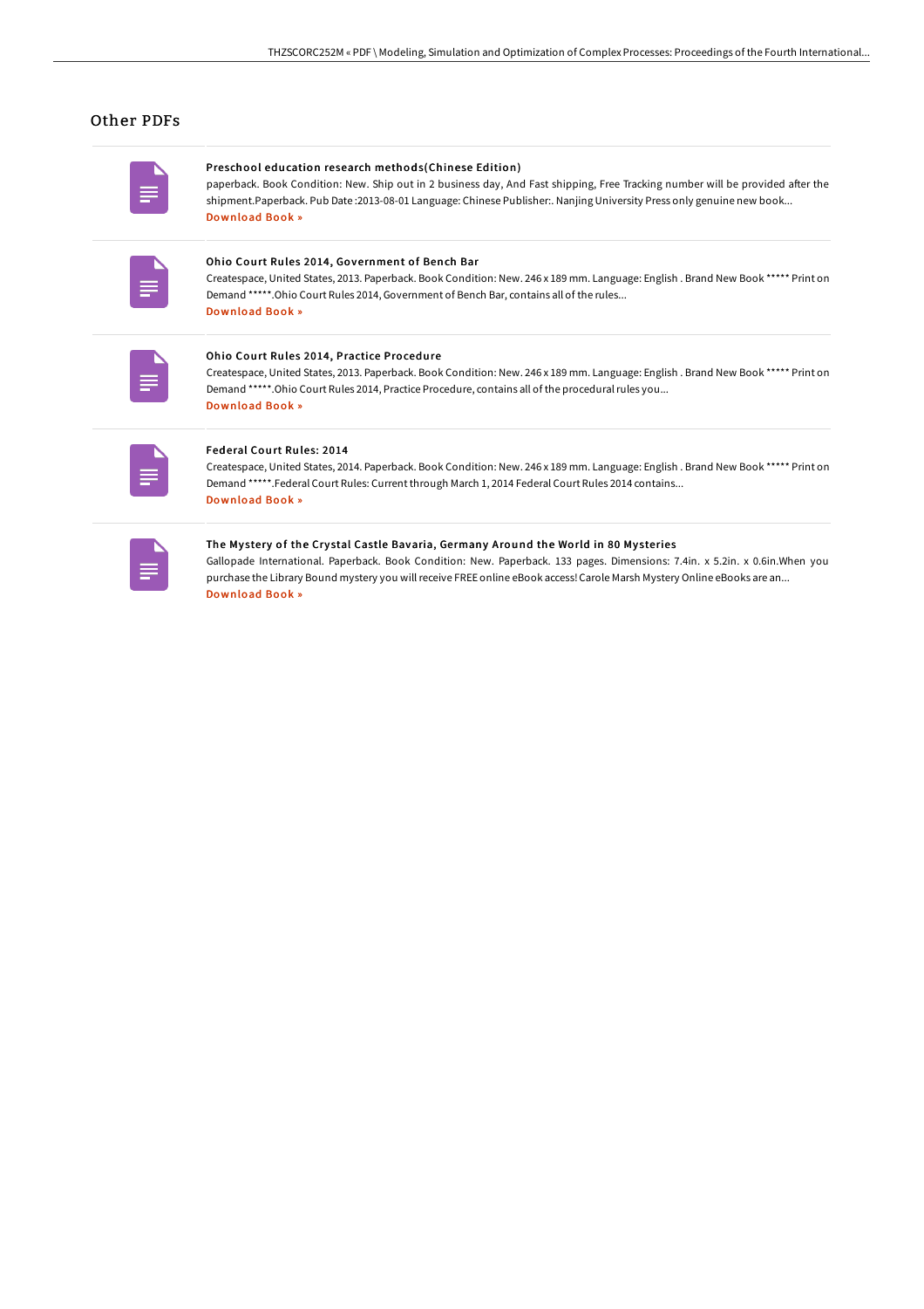## Other PDFs

### Preschool education research methods(Chinese Edition)

paperback. Book Condition: New. Ship out in 2 business day, And Fast shipping, Free Tracking number will be provided after the shipment.Paperback. Pub Date :2013-08-01 Language: Chinese Publisher:. Nanjing University Press only genuine new book...
Download Book »

### Ohio Court Rules 2014, Government of Bench Bar

Createspace, United States, 2013. Paperback. Book Condition: New. 246 x 189 mm. Language: English . Brand New Book ***** Print on Demand *****.Ohio Court Rules 2014, Government of Bench Bar, contains all of the rules...
Download Book »

### Ohio Court Rules 2014, Practice Procedure

Createspace, United States, 2013. Paperback. Book Condition: New. 246 x 189 mm. Language: English . Brand New Book ***** Print on Demand *****.Ohio Court Rules 2014, Practice Procedure, contains all of the procedural rules you...
Download Book »

### Federal Court Rules: 2014

Createspace, United States, 2014. Paperback. Book Condition: New. 246 x 189 mm. Language: English . Brand New Book ***** Print on Demand *****.Federal Court Rules: Current through March 1, 2014 Federal Court Rules 2014 contains...
Download Book »

### The Mystery of the Crystal Castle Bavaria, Germany Around the World in 80 Mysteries

Gallopade International. Paperback. Book Condition: New. Paperback. 133 pages. Dimensions: 7.4in. x 5.2in. x 0.6in.When you purchase the Library Bound mystery you will receive FREE online eBook access! Carole Marsh Mystery Online eBooks are an...
Download Book »